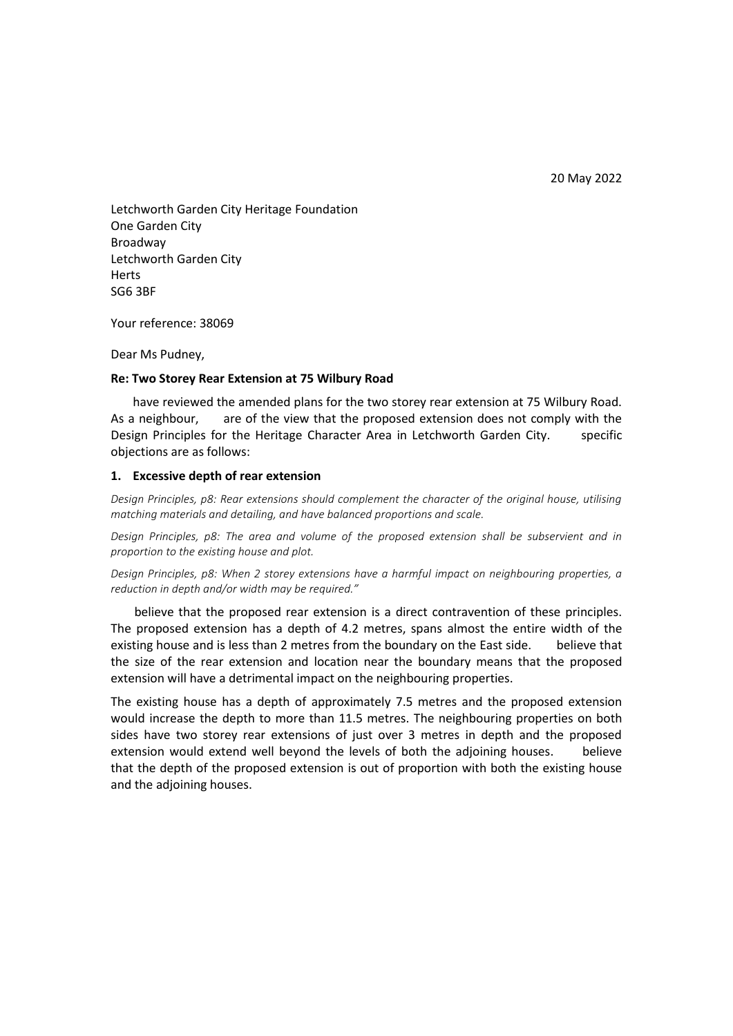20 May 2022

Letchworth Garden City Heritage Foundation
One Garden City
Broadway
Letchworth Garden City
Herts
SG6 3BF

Your reference: 38069

Dear Ms Pudney,

**Re: Two Storey Rear Extension at 75 Wilbury Road**

have reviewed the amended plans for the two storey rear extension at 75 Wilbury Road. As a neighbour, are of the view that the proposed extension does not comply with the Design Principles for the Heritage Character Area in Letchworth Garden City. specific objections are as follows:

**1. Excessive depth of rear extension**

*Design Principles, p8: Rear extensions should complement the character of the original house, utilising matching materials and detailing, and have balanced proportions and scale.*

*Design Principles, p8: The area and volume of the proposed extension shall be subservient and in proportion to the existing house and plot.*

*Design Principles, p8: When 2 storey extensions have a harmful impact on neighbouring properties, a reduction in depth and/or width may be required."*

believe that the proposed rear extension is a direct contravention of these principles. The proposed extension has a depth of 4.2 metres, spans almost the entire width of the existing house and is less than 2 metres from the boundary on the East side. believe that the size of the rear extension and location near the boundary means that the proposed extension will have a detrimental impact on the neighbouring properties.

The existing house has a depth of approximately 7.5 metres and the proposed extension would increase the depth to more than 11.5 metres. The neighbouring properties on both sides have two storey rear extensions of just over 3 metres in depth and the proposed extension would extend well beyond the levels of both the adjoining houses. believe that the depth of the proposed extension is out of proportion with both the existing house and the adjoining houses.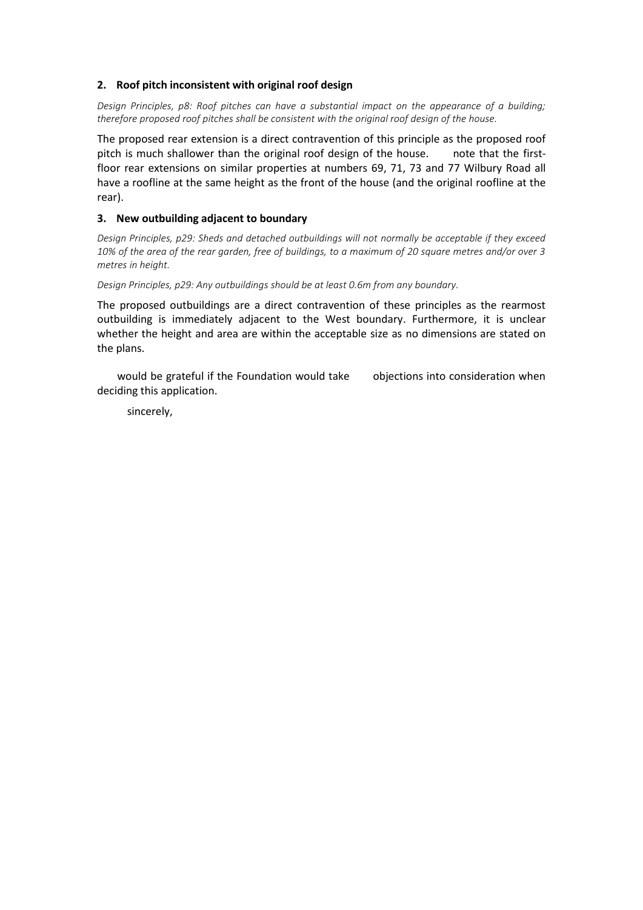## 2. Roof pitch inconsistent with original roof design

*Design Principles, p8: Roof pitches can have a substantial impact on the appearance of a building; therefore proposed roof pitches shall be consistent with the original roof design of the house.*

The proposed rear extension is a direct contravention of this principle as the proposed roof pitch is much shallower than the original roof design of the house. note that the first-floor rear extensions on similar properties at numbers 69, 71, 73 and 77 Wilbury Road all have a roofline at the same height as the front of the house (and the original roofline at the rear).

## 3. New outbuilding adjacent to boundary

*Design Principles, p29: Sheds and detached outbuildings will not normally be acceptable if they exceed 10% of the area of the rear garden, free of buildings, to a maximum of 20 square metres and/or over 3 metres in height.*

*Design Principles, p29: Any outbuildings should be at least 0.6m from any boundary.*

The proposed outbuildings are a direct contravention of these principles as the rearmost outbuilding is immediately adjacent to the West boundary. Furthermore, it is unclear whether the height and area are within the acceptable size as no dimensions are stated on the plans.

would be grateful if the Foundation would take objections into consideration when deciding this application.

sincerely,